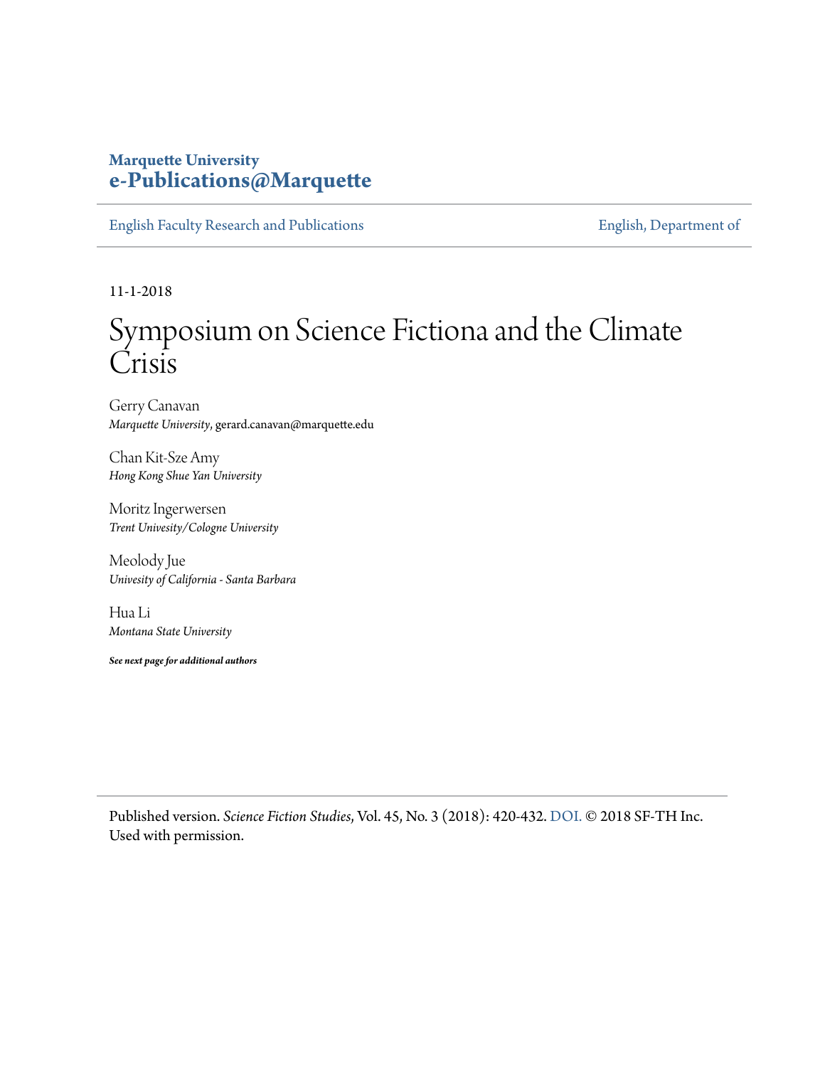**Marquette University**
**e-Publications@Marquette**

English Faculty Research and Publications | English, Department of

11-1-2018

# Symposium on Science Fictiona and the Climate Crisis

Gerry Canavan
*Marquette University*, gerard.canavan@marquette.edu

Chan Kit-Sze Amy
*Hong Kong Shue Yan University*

Moritz Ingerwersen
*Trent Univesity/Cologne University*

Meolody Jue
*Univesity of California - Santa Barbara*

Hua Li
*Montana State University*

***See next page for additional authors***

Published version. *Science Fiction Studies*, Vol. 45, No. 3 (2018): 420-432. DOI. © 2018 SF-TH Inc. Used with permission.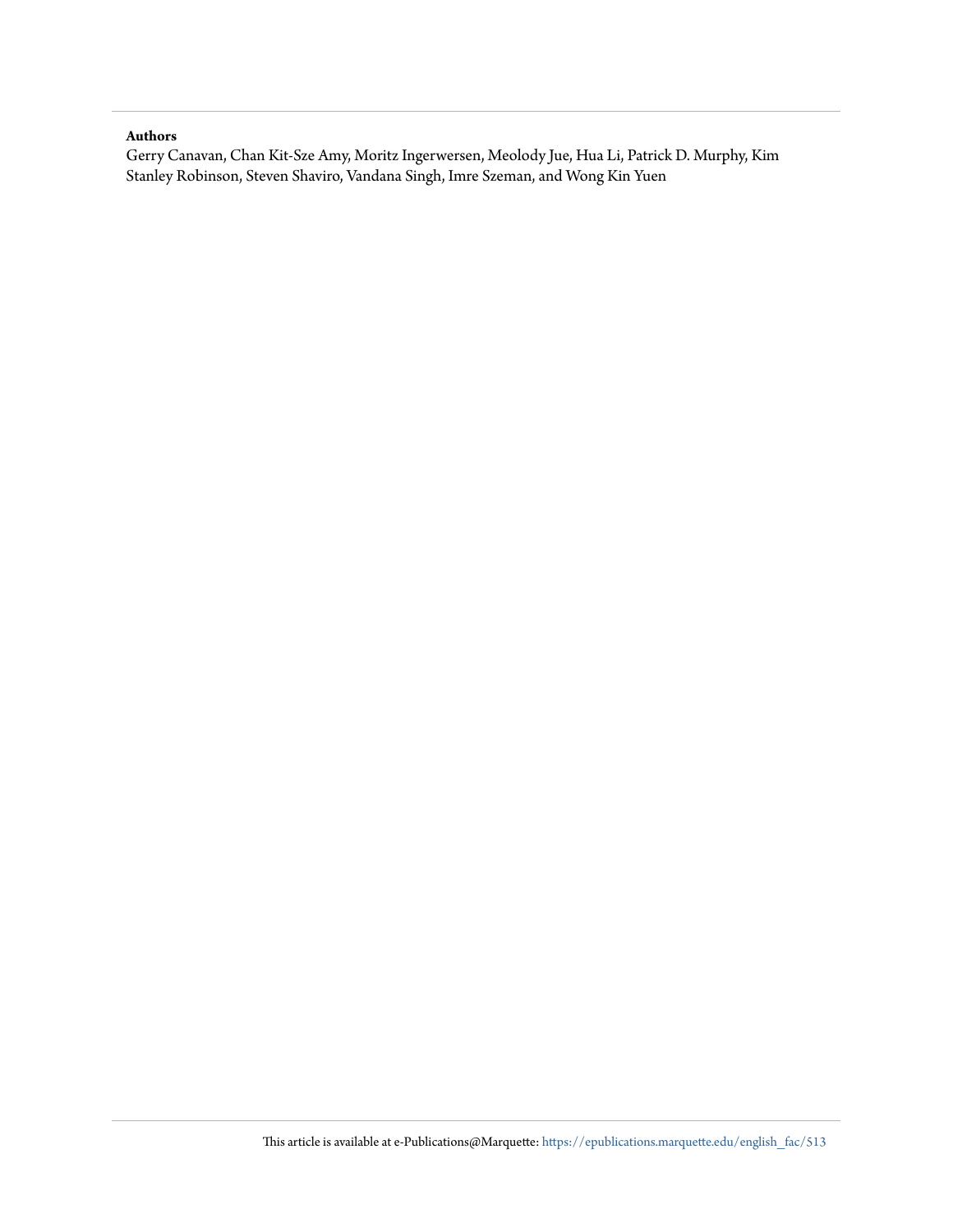**Authors**

Gerry Canavan, Chan Kit-Sze Amy, Moritz Ingerwersen, Meolody Jue, Hua Li, Patrick D. Murphy, Kim Stanley Robinson, Steven Shaviro, Vandana Singh, Imre Szeman, and Wong Kin Yuen

This article is available at e-Publications@Marquette: https://epublications.marquette.edu/english_fac/513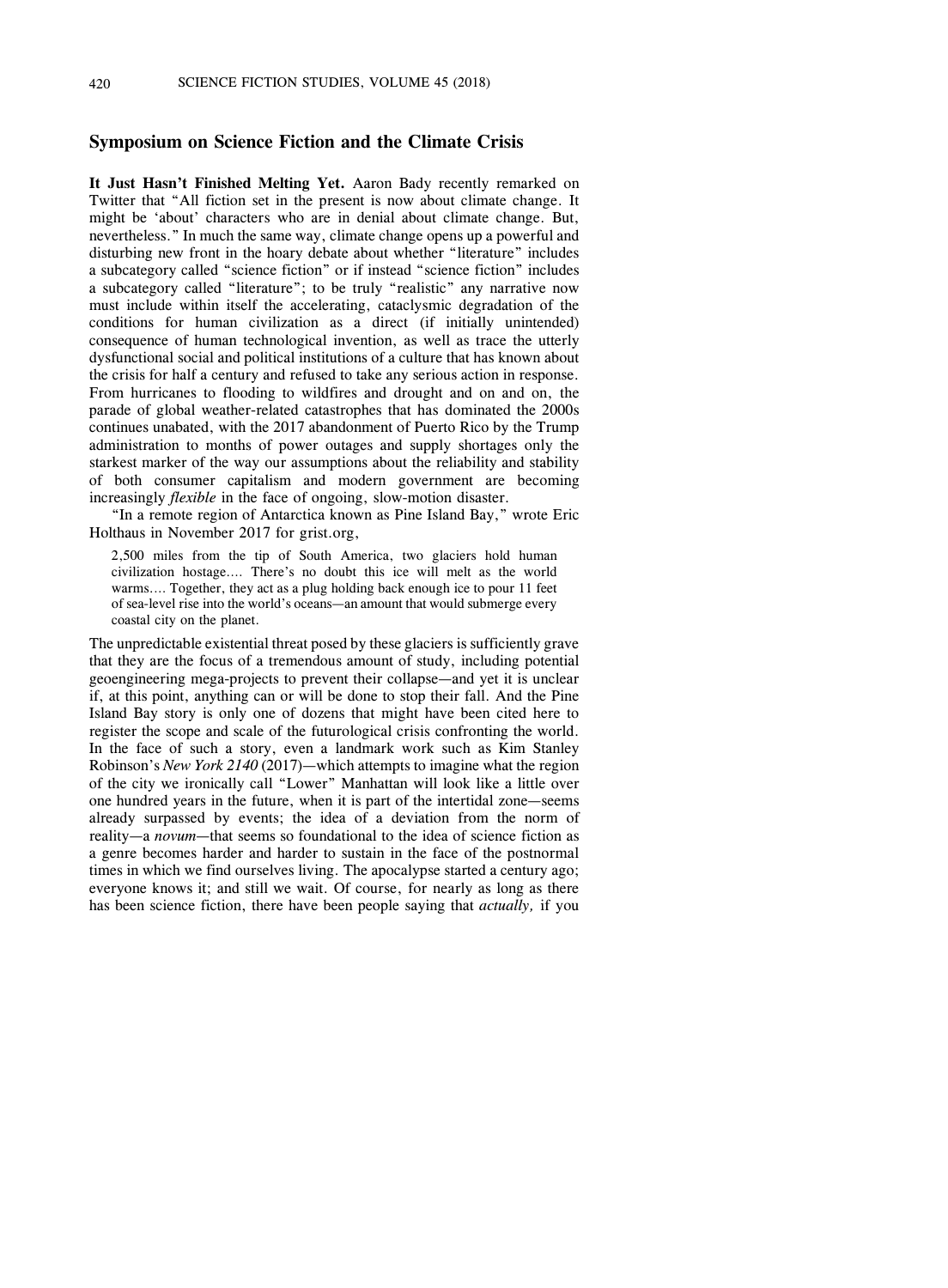## Symposium on Science Fiction and the Climate Crisis

**It Just Hasn't Finished Melting Yet.** Aaron Bady recently remarked on Twitter that "All fiction set in the present is now about climate change. It might be 'about' characters who are in denial about climate change. But, nevertheless." In much the same way, climate change opens up a powerful and disturbing new front in the hoary debate about whether "literature" includes a subcategory called "science fiction" or if instead "science fiction" includes a subcategory called "literature"; to be truly "realistic" any narrative now must include within itself the accelerating, cataclysmic degradation of the conditions for human civilization as a direct (if initially unintended) consequence of human technological invention, as well as trace the utterly dysfunctional social and political institutions of a culture that has known about the crisis for half a century and refused to take any serious action in response. From hurricanes to flooding to wildfires and drought and on and on, the parade of global weather-related catastrophes that has dominated the 2000s continues unabated, with the 2017 abandonment of Puerto Rico by the Trump administration to months of power outages and supply shortages only the starkest marker of the way our assumptions about the reliability and stability of both consumer capitalism and modern government are becoming increasingly *flexible* in the face of ongoing, slow-motion disaster.

"In a remote region of Antarctica known as Pine Island Bay," wrote Eric Holthaus in November 2017 for grist.org,

> 2,500 miles from the tip of South America, two glaciers hold human civilization hostage.... There's no doubt this ice will melt as the world warms.... Together, they act as a plug holding back enough ice to pour 11 feet of sea-level rise into the world's oceans—an amount that would submerge every coastal city on the planet.

The unpredictable existential threat posed by these glaciers is sufficiently grave that they are the focus of a tremendous amount of study, including potential geoengineering mega-projects to prevent their collapse—and yet it is unclear if, at this point, anything can or will be done to stop their fall. And the Pine Island Bay story is only one of dozens that might have been cited here to register the scope and scale of the futurological crisis confronting the world. In the face of such a story, even a landmark work such as Kim Stanley Robinson's *New York 2140* (2017)—which attempts to imagine what the region of the city we ironically call "Lower" Manhattan will look like a little over one hundred years in the future, when it is part of the intertidal zone—seems already surpassed by events; the idea of a deviation from the norm of reality—a *novum*—that seems so foundational to the idea of science fiction as a genre becomes harder and harder to sustain in the face of the postnormal times in which we find ourselves living. The apocalypse started a century ago; everyone knows it; and still we wait. Of course, for nearly as long as there has been science fiction, there have been people saying that *actually,* if you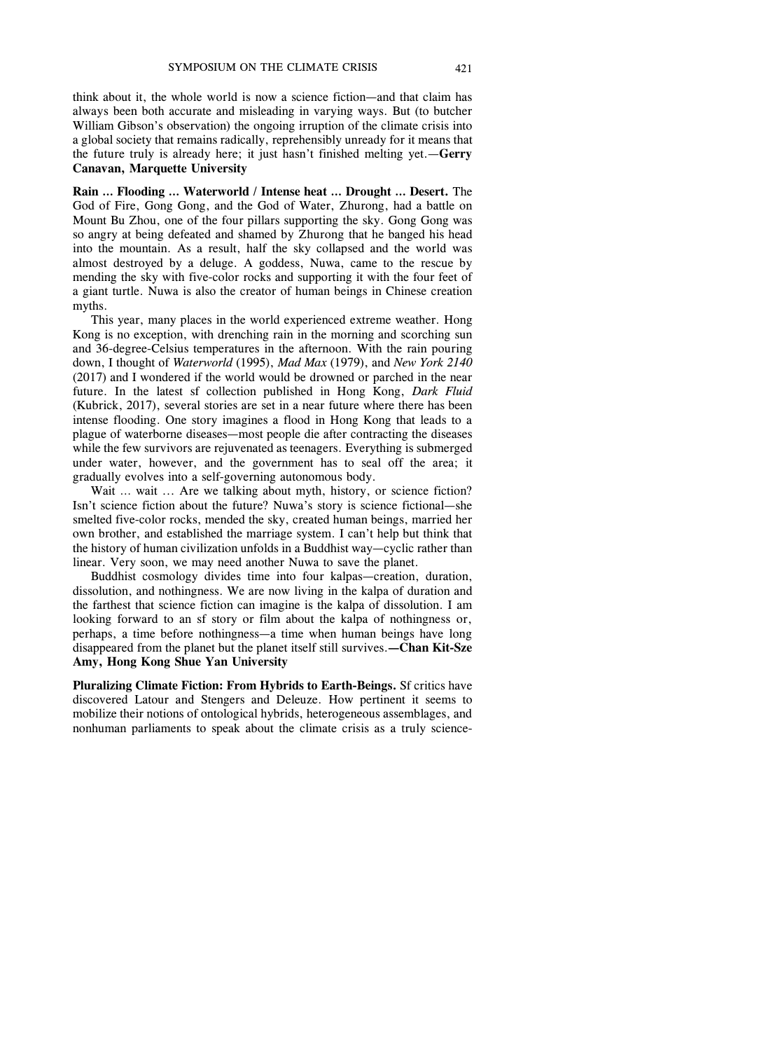think about it, the whole world is now a science fiction—and that claim has always been both accurate and misleading in varying ways. But (to butcher William Gibson's observation) the ongoing irruption of the climate crisis into a global society that remains radically, reprehensibly unready for it means that the future truly is already here; it just hasn't finished melting yet.—**Gerry Canavan, Marquette University**

**Rain … Flooding … Waterworld / Intense heat … Drought … Desert.** The God of Fire, Gong Gong, and the God of Water, Zhurong, had a battle on Mount Bu Zhou, one of the four pillars supporting the sky. Gong Gong was so angry at being defeated and shamed by Zhurong that he banged his head into the mountain. As a result, half the sky collapsed and the world was almost destroyed by a deluge. A goddess, Nuwa, came to the rescue by mending the sky with five-color rocks and supporting it with the four feet of a giant turtle. Nuwa is also the creator of human beings in Chinese creation myths.

This year, many places in the world experienced extreme weather. Hong Kong is no exception, with drenching rain in the morning and scorching sun and 36-degree-Celsius temperatures in the afternoon. With the rain pouring down, I thought of *Waterworld* (1995), *Mad Max* (1979), and *New York 2140* (2017) and I wondered if the world would be drowned or parched in the near future. In the latest sf collection published in Hong Kong, *Dark Fluid* (Kubrick, 2017), several stories are set in a near future where there has been intense flooding. One story imagines a flood in Hong Kong that leads to a plague of waterborne diseases—most people die after contracting the diseases while the few survivors are rejuvenated as teenagers. Everything is submerged under water, however, and the government has to seal off the area; it gradually evolves into a self-governing autonomous body.

Wait … wait … Are we talking about myth, history, or science fiction? Isn't science fiction about the future? Nuwa's story is science fictional—she smelted five-color rocks, mended the sky, created human beings, married her own brother, and established the marriage system. I can't help but think that the history of human civilization unfolds in a Buddhist way—cyclic rather than linear. Very soon, we may need another Nuwa to save the planet.

Buddhist cosmology divides time into four kalpas—creation, duration, dissolution, and nothingness. We are now living in the kalpa of duration and the farthest that science fiction can imagine is the kalpa of dissolution. I am looking forward to an sf story or film about the kalpa of nothingness or, perhaps, a time before nothingness—a time when human beings have long disappeared from the planet but the planet itself still survives.—**Chan Kit-Sze Amy, Hong Kong Shue Yan University**

**Pluralizing Climate Fiction: From Hybrids to Earth-Beings.** Sf critics have discovered Latour and Stengers and Deleuze. How pertinent it seems to mobilize their notions of ontological hybrids, heterogeneous assemblages, and nonhuman parliaments to speak about the climate crisis as a truly science-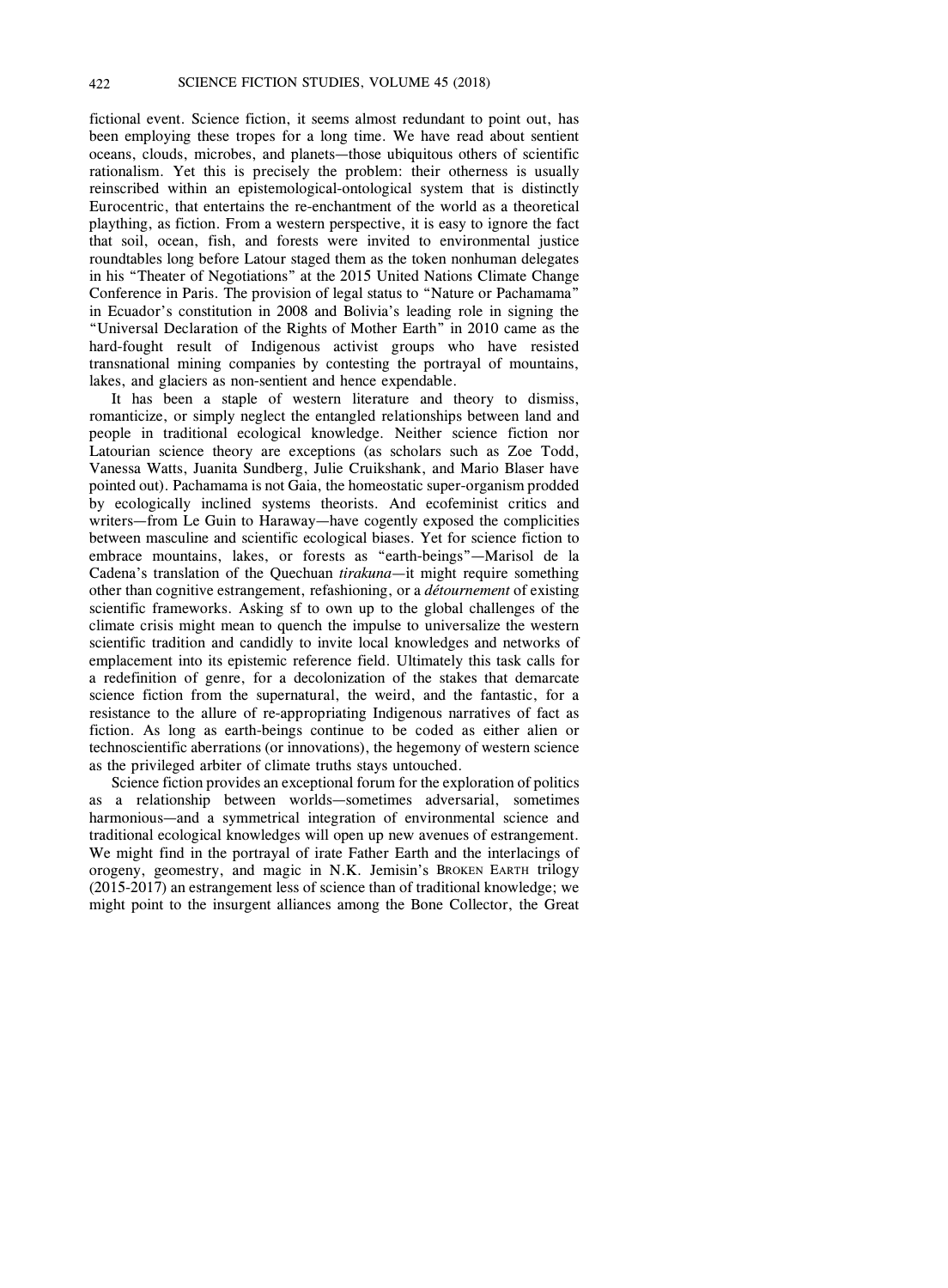fictional event. Science fiction, it seems almost redundant to point out, has been employing these tropes for a long time. We have read about sentient oceans, clouds, microbes, and planets—those ubiquitous others of scientific rationalism. Yet this is precisely the problem: their otherness is usually reinscribed within an epistemological-ontological system that is distinctly Eurocentric, that entertains the re-enchantment of the world as a theoretical plaything, as fiction. From a western perspective, it is easy to ignore the fact that soil, ocean, fish, and forests were invited to environmental justice roundtables long before Latour staged them as the token nonhuman delegates in his "Theater of Negotiations" at the 2015 United Nations Climate Change Conference in Paris. The provision of legal status to "Nature or Pachamama" in Ecuador's constitution in 2008 and Bolivia's leading role in signing the "Universal Declaration of the Rights of Mother Earth" in 2010 came as the hard-fought result of Indigenous activist groups who have resisted transnational mining companies by contesting the portrayal of mountains, lakes, and glaciers as non-sentient and hence expendable.

It has been a staple of western literature and theory to dismiss, romanticize, or simply neglect the entangled relationships between land and people in traditional ecological knowledge. Neither science fiction nor Latourian science theory are exceptions (as scholars such as Zoe Todd, Vanessa Watts, Juanita Sundberg, Julie Cruikshank, and Mario Blaser have pointed out). Pachamama is not Gaia, the homeostatic super-organism prodded by ecologically inclined systems theorists. And ecofeminist critics and writers—from Le Guin to Haraway—have cogently exposed the complicities between masculine and scientific ecological biases. Yet for science fiction to embrace mountains, lakes, or forests as "earth-beings"—Marisol de la Cadena's translation of the Quechuan *tirakuna*—it might require something other than cognitive estrangement, refashioning, or a *détournement* of existing scientific frameworks. Asking sf to own up to the global challenges of the climate crisis might mean to quench the impulse to universalize the western scientific tradition and candidly to invite local knowledges and networks of emplacement into its epistemic reference field. Ultimately this task calls for a redefinition of genre, for a decolonization of the stakes that demarcate science fiction from the supernatural, the weird, and the fantastic, for a resistance to the allure of re-appropriating Indigenous narratives of fact as fiction. As long as earth-beings continue to be coded as either alien or technoscientific aberrations (or innovations), the hegemony of western science as the privileged arbiter of climate truths stays untouched.

Science fiction provides an exceptional forum for the exploration of politics as a relationship between worlds—sometimes adversarial, sometimes harmonious—and a symmetrical integration of environmental science and traditional ecological knowledges will open up new avenues of estrangement. We might find in the portrayal of irate Father Earth and the interlacings of orogeny, geomestry, and magic in N.K. Jemisin's BROKEN EARTH trilogy (2015-2017) an estrangement less of science than of traditional knowledge; we might point to the insurgent alliances among the Bone Collector, the Great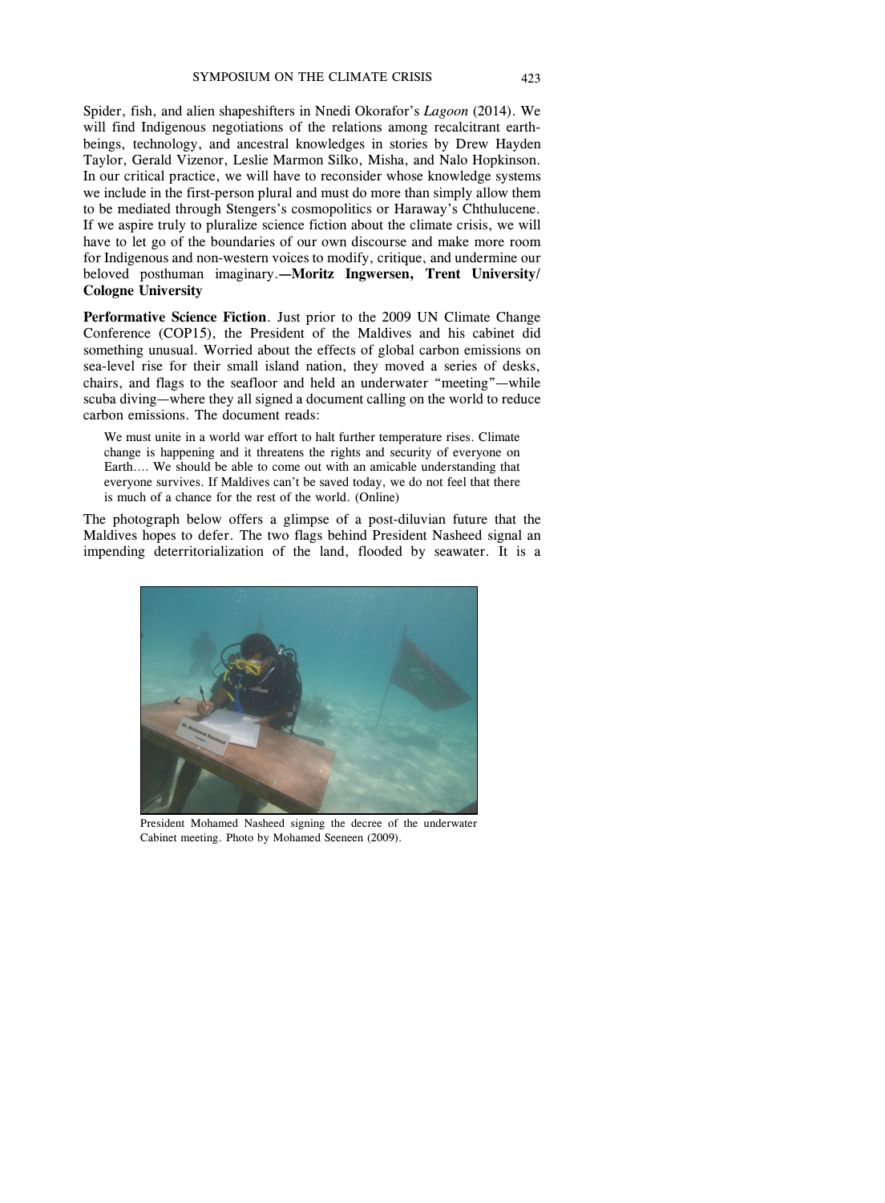Spider, fish, and alien shapeshifters in Nnedi Okorafor's *Lagoon* (2014). We will find Indigenous negotiations of the relations among recalcitrant earth-beings, technology, and ancestral knowledges in stories by Drew Hayden Taylor, Gerald Vizenor, Leslie Marmon Silko, Misha, and Nalo Hopkinson. In our critical practice, we will have to reconsider whose knowledge systems we include in the first-person plural and must do more than simply allow them to be mediated through Stengers's cosmopolitics or Haraway's Chthulucene. If we aspire truly to pluralize science fiction about the climate crisis, we will have to let go of the boundaries of our own discourse and make more room for Indigenous and non-western voices to modify, critique, and undermine our beloved posthuman imaginary.—**Moritz Ingwersen, Trent University/ Cologne University**

**Performative Science Fiction**. Just prior to the 2009 UN Climate Change Conference (COP15), the President of the Maldives and his cabinet did something unusual. Worried about the effects of global carbon emissions on sea-level rise for their small island nation, they moved a series of desks, chairs, and flags to the seafloor and held an underwater "meeting"—while scuba diving—where they all signed a document calling on the world to reduce carbon emissions. The document reads:

> We must unite in a world war effort to halt further temperature rises. Climate change is happening and it threatens the rights and security of everyone on Earth.... We should be able to come out with an amicable understanding that everyone survives. If Maldives can't be saved today, we do not feel that there is much of a chance for the rest of the world. (Online)

The photograph below offers a glimpse of a post-diluvian future that the Maldives hopes to defer. The two flags behind President Nasheed signal an impending deterritorialization of the land, flooded by seawater. It is a

President Mohamed Nasheed signing the decree of the underwater Cabinet meeting. Photo by Mohamed Seeneen (2009).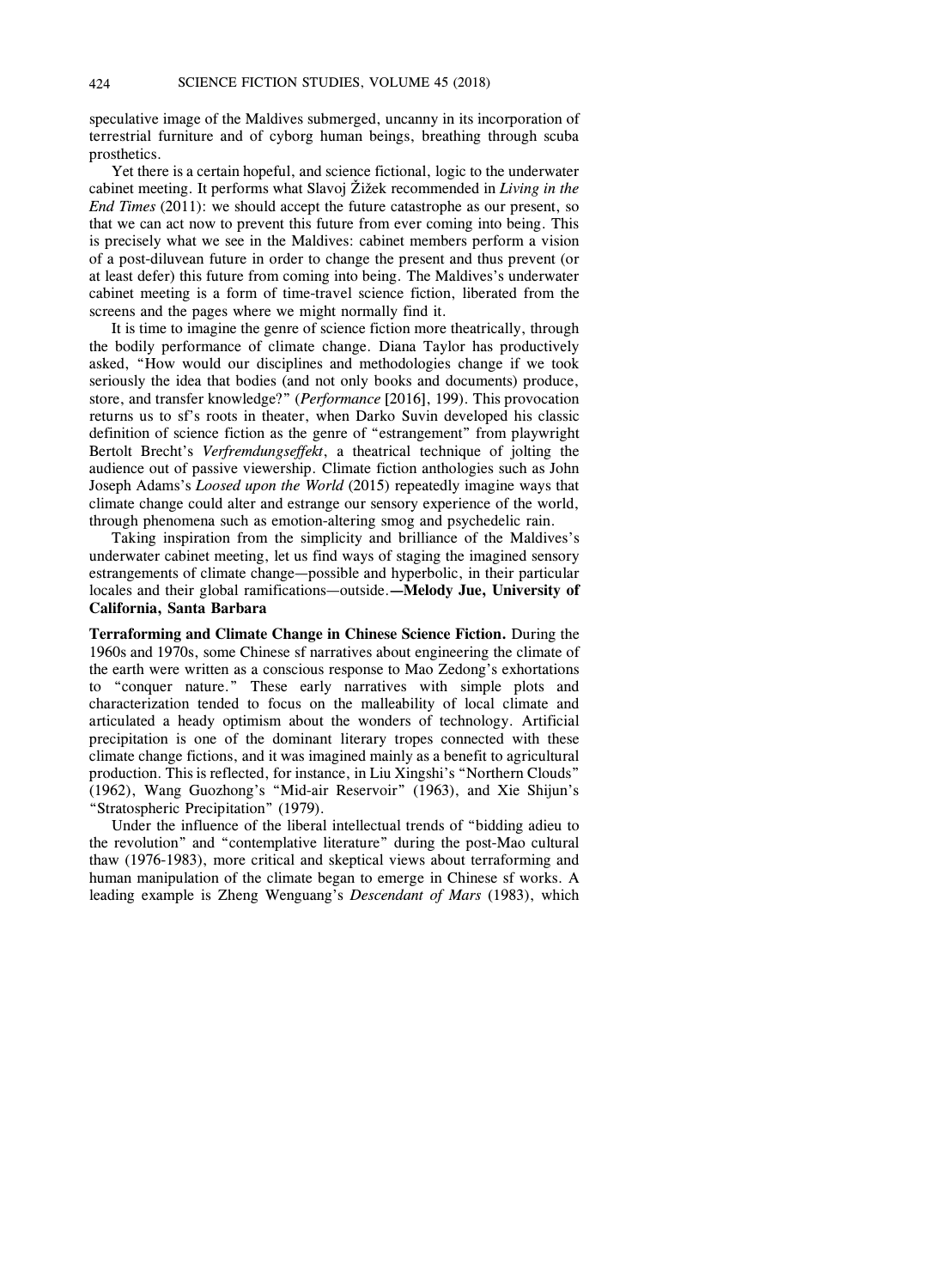speculative image of the Maldives submerged, uncanny in its incorporation of terrestrial furniture and of cyborg human beings, breathing through scuba prosthetics.

Yet there is a certain hopeful, and science fictional, logic to the underwater cabinet meeting. It performs what Slavoj Žižek recommended in *Living in the End Times* (2011): we should accept the future catastrophe as our present, so that we can act now to prevent this future from ever coming into being. This is precisely what we see in the Maldives: cabinet members perform a vision of a post-diluvean future in order to change the present and thus prevent (or at least defer) this future from coming into being. The Maldives's underwater cabinet meeting is a form of time-travel science fiction, liberated from the screens and the pages where we might normally find it.

It is time to imagine the genre of science fiction more theatrically, through the bodily performance of climate change. Diana Taylor has productively asked, "How would our disciplines and methodologies change if we took seriously the idea that bodies (and not only books and documents) produce, store, and transfer knowledge?" (*Performance* [2016], 199). This provocation returns us to sf's roots in theater, when Darko Suvin developed his classic definition of science fiction as the genre of "estrangement" from playwright Bertolt Brecht's *Verfremdungseffekt*, a theatrical technique of jolting the audience out of passive viewership. Climate fiction anthologies such as John Joseph Adams's *Loosed upon the World* (2015) repeatedly imagine ways that climate change could alter and estrange our sensory experience of the world, through phenomena such as emotion-altering smog and psychedelic rain.

Taking inspiration from the simplicity and brilliance of the Maldives's underwater cabinet meeting, let us find ways of staging the imagined sensory estrangements of climate change—possible and hyperbolic, in their particular locales and their global ramifications—outside.—**Melody Jue, University of California, Santa Barbara**

**Terraforming and Climate Change in Chinese Science Fiction.** During the 1960s and 1970s, some Chinese sf narratives about engineering the climate of the earth were written as a conscious response to Mao Zedong's exhortations to "conquer nature." These early narratives with simple plots and characterization tended to focus on the malleability of local climate and articulated a heady optimism about the wonders of technology. Artificial precipitation is one of the dominant literary tropes connected with these climate change fictions, and it was imagined mainly as a benefit to agricultural production. This is reflected, for instance, in Liu Xingshi's "Northern Clouds" (1962), Wang Guozhong's "Mid-air Reservoir" (1963), and Xie Shijun's "Stratospheric Precipitation" (1979).

Under the influence of the liberal intellectual trends of "bidding adieu to the revolution" and "contemplative literature" during the post-Mao cultural thaw (1976-1983), more critical and skeptical views about terraforming and human manipulation of the climate began to emerge in Chinese sf works. A leading example is Zheng Wenguang's *Descendant of Mars* (1983), which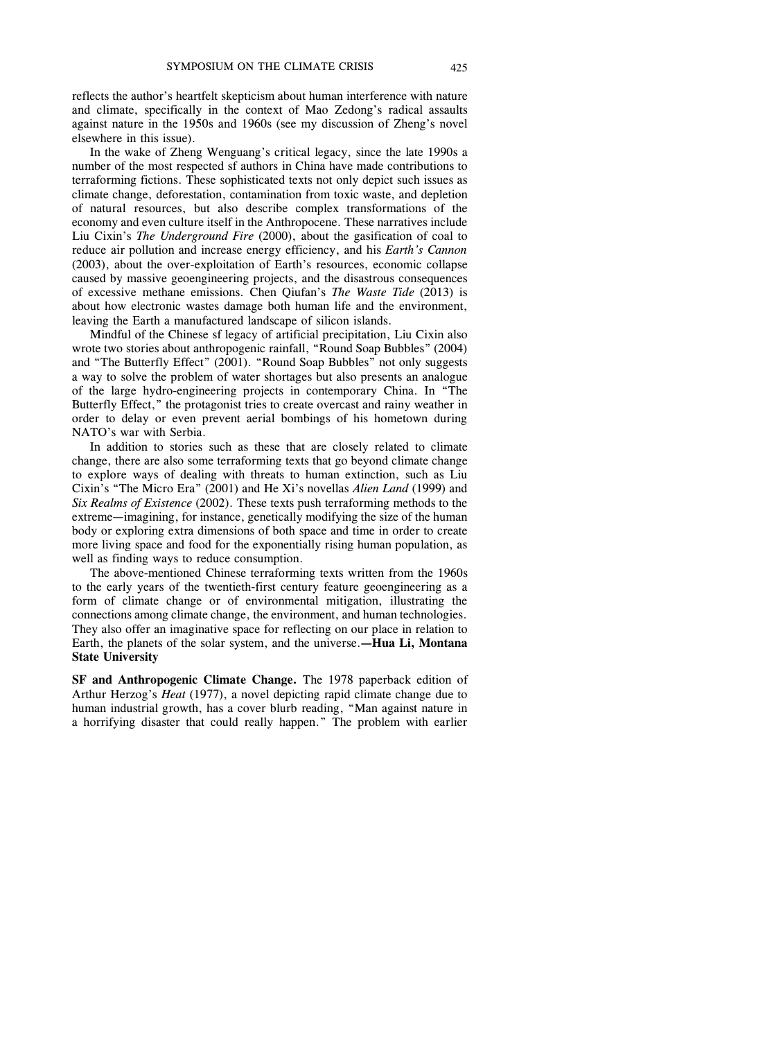reflects the author's heartfelt skepticism about human interference with nature and climate, specifically in the context of Mao Zedong's radical assaults against nature in the 1950s and 1960s (see my discussion of Zheng's novel elsewhere in this issue).

In the wake of Zheng Wenguang's critical legacy, since the late 1990s a number of the most respected sf authors in China have made contributions to terraforming fictions. These sophisticated texts not only depict such issues as climate change, deforestation, contamination from toxic waste, and depletion of natural resources, but also describe complex transformations of the economy and even culture itself in the Anthropocene. These narratives include Liu Cixin's *The Underground Fire* (2000), about the gasification of coal to reduce air pollution and increase energy efficiency, and his *Earth's Cannon* (2003), about the over-exploitation of Earth's resources, economic collapse caused by massive geoengineering projects, and the disastrous consequences of excessive methane emissions. Chen Qiufan's *The Waste Tide* (2013) is about how electronic wastes damage both human life and the environment, leaving the Earth a manufactured landscape of silicon islands.

Mindful of the Chinese sf legacy of artificial precipitation, Liu Cixin also wrote two stories about anthropogenic rainfall, "Round Soap Bubbles" (2004) and "The Butterfly Effect" (2001). "Round Soap Bubbles" not only suggests a way to solve the problem of water shortages but also presents an analogue of the large hydro-engineering projects in contemporary China. In "The Butterfly Effect," the protagonist tries to create overcast and rainy weather in order to delay or even prevent aerial bombings of his hometown during NATO's war with Serbia.

In addition to stories such as these that are closely related to climate change, there are also some terraforming texts that go beyond climate change to explore ways of dealing with threats to human extinction, such as Liu Cixin's "The Micro Era" (2001) and He Xi's novellas *Alien Land* (1999) and *Six Realms of Existence* (2002). These texts push terraforming methods to the extreme—imagining, for instance, genetically modifying the size of the human body or exploring extra dimensions of both space and time in order to create more living space and food for the exponentially rising human population, as well as finding ways to reduce consumption.

The above-mentioned Chinese terraforming texts written from the 1960s to the early years of the twentieth-first century feature geoengineering as a form of climate change or of environmental mitigation, illustrating the connections among climate change, the environment, and human technologies. They also offer an imaginative space for reflecting on our place in relation to Earth, the planets of the solar system, and the universe.**—Hua Li, Montana State University**

**SF and Anthropogenic Climate Change.** The 1978 paperback edition of Arthur Herzog's *Heat* (1977), a novel depicting rapid climate change due to human industrial growth, has a cover blurb reading, "Man against nature in a horrifying disaster that could really happen." The problem with earlier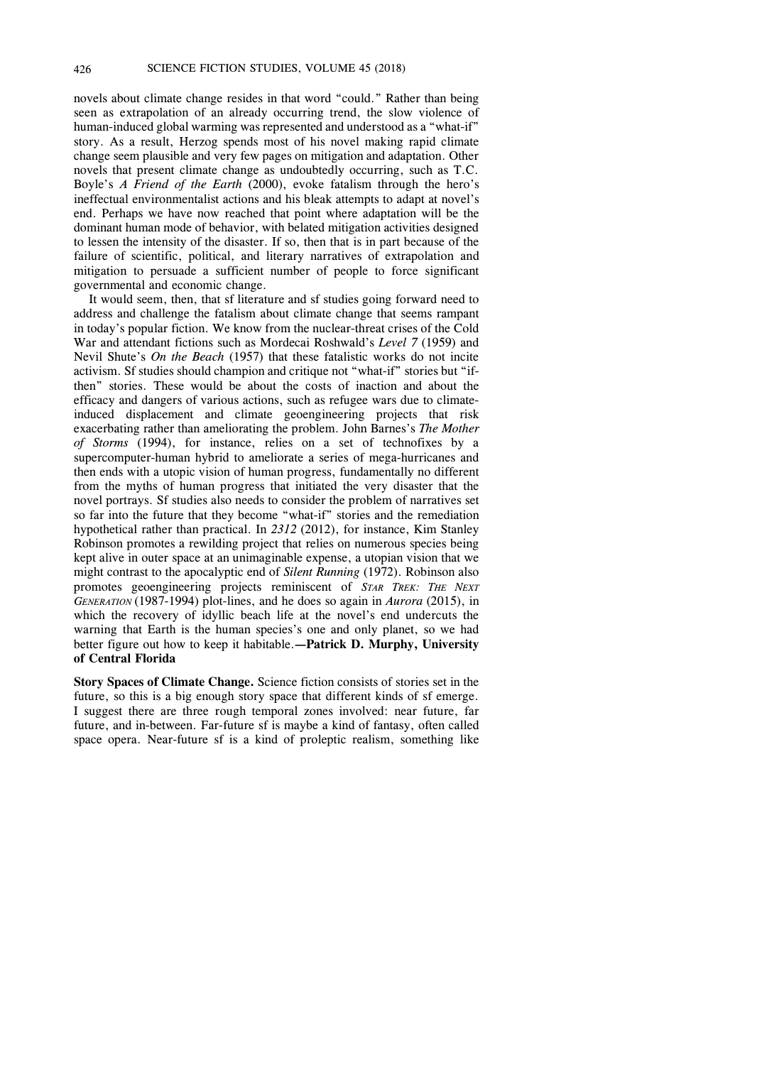novels about climate change resides in that word "could." Rather than being seen as extrapolation of an already occurring trend, the slow violence of human-induced global warming was represented and understood as a "what-if" story. As a result, Herzog spends most of his novel making rapid climate change seem plausible and very few pages on mitigation and adaptation. Other novels that present climate change as undoubtedly occurring, such as T.C. Boyle's *A Friend of the Earth* (2000), evoke fatalism through the hero's ineffectual environmentalist actions and his bleak attempts to adapt at novel's end. Perhaps we have now reached that point where adaptation will be the dominant human mode of behavior, with belated mitigation activities designed to lessen the intensity of the disaster. If so, then that is in part because of the failure of scientific, political, and literary narratives of extrapolation and mitigation to persuade a sufficient number of people to force significant governmental and economic change.

It would seem, then, that sf literature and sf studies going forward need to address and challenge the fatalism about climate change that seems rampant in today's popular fiction. We know from the nuclear-threat crises of the Cold War and attendant fictions such as Mordecai Roshwald's *Level 7* (1959) and Nevil Shute's *On the Beach* (1957) that these fatalistic works do not incite activism. Sf studies should champion and critique not "what-if" stories but "if-then" stories. These would be about the costs of inaction and about the efficacy and dangers of various actions, such as refugee wars due to climate-induced displacement and climate geoengineering projects that risk exacerbating rather than ameliorating the problem. John Barnes's *The Mother of Storms* (1994), for instance, relies on a set of technofixes by a supercomputer-human hybrid to ameliorate a series of mega-hurricanes and then ends with a utopic vision of human progress, fundamentally no different from the myths of human progress that initiated the very disaster that the novel portrays. Sf studies also needs to consider the problem of narratives set so far into the future that they become "what-if" stories and the remediation hypothetical rather than practical. In *2312* (2012), for instance, Kim Stanley Robinson promotes a rewilding project that relies on numerous species being kept alive in outer space at an unimaginable expense, a utopian vision that we might contrast to the apocalyptic end of *Silent Running* (1972). Robinson also promotes geoengineering projects reminiscent of *Star Trek: The Next Generation* (1987-1994) plot-lines, and he does so again in *Aurora* (2015), in which the recovery of idyllic beach life at the novel's end undercuts the warning that Earth is the human species's one and only planet, so we had better figure out how to keep it habitable.**—Patrick D. Murphy, University of Central Florida**

**Story Spaces of Climate Change.** Science fiction consists of stories set in the future, so this is a big enough story space that different kinds of sf emerge. I suggest there are three rough temporal zones involved: near future, far future, and in-between. Far-future sf is maybe a kind of fantasy, often called space opera. Near-future sf is a kind of proleptic realism, something like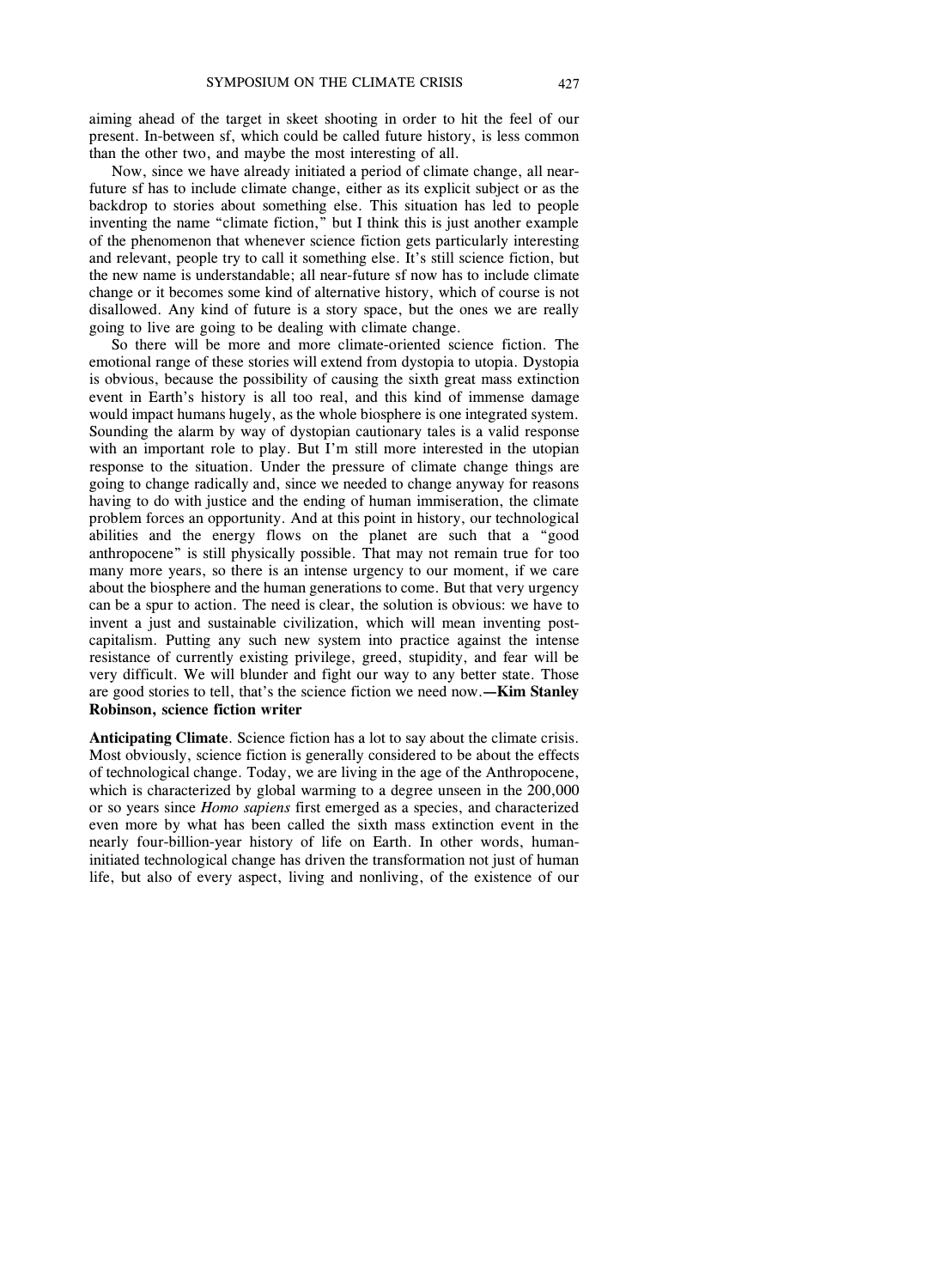aiming ahead of the target in skeet shooting in order to hit the feel of our present. In-between sf, which could be called future history, is less common than the other two, and maybe the most interesting of all.

Now, since we have already initiated a period of climate change, all near-future sf has to include climate change, either as its explicit subject or as the backdrop to stories about something else. This situation has led to people inventing the name "climate fiction," but I think this is just another example of the phenomenon that whenever science fiction gets particularly interesting and relevant, people try to call it something else. It's still science fiction, but the new name is understandable; all near-future sf now has to include climate change or it becomes some kind of alternative history, which of course is not disallowed. Any kind of future is a story space, but the ones we are really going to live are going to be dealing with climate change.

So there will be more and more climate-oriented science fiction. The emotional range of these stories will extend from dystopia to utopia. Dystopia is obvious, because the possibility of causing the sixth great mass extinction event in Earth's history is all too real, and this kind of immense damage would impact humans hugely, as the whole biosphere is one integrated system. Sounding the alarm by way of dystopian cautionary tales is a valid response with an important role to play. But I'm still more interested in the utopian response to the situation. Under the pressure of climate change things are going to change radically and, since we needed to change anyway for reasons having to do with justice and the ending of human immiseration, the climate problem forces an opportunity. And at this point in history, our technological abilities and the energy flows on the planet are such that a "good anthropocene" is still physically possible. That may not remain true for too many more years, so there is an intense urgency to our moment, if we care about the biosphere and the human generations to come. But that very urgency can be a spur to action. The need is clear, the solution is obvious: we have to invent a just and sustainable civilization, which will mean inventing post-capitalism. Putting any such new system into practice against the intense resistance of currently existing privilege, greed, stupidity, and fear will be very difficult. We will blunder and fight our way to any better state. Those are good stories to tell, that's the science fiction we need now.**—Kim Stanley Robinson, science fiction writer**

**Anticipating Climate**. Science fiction has a lot to say about the climate crisis. Most obviously, science fiction is generally considered to be about the effects of technological change. Today, we are living in the age of the Anthropocene, which is characterized by global warming to a degree unseen in the 200,000 or so years since *Homo sapiens* first emerged as a species, and characterized even more by what has been called the sixth mass extinction event in the nearly four-billion-year history of life on Earth. In other words, human-initiated technological change has driven the transformation not just of human life, but also of every aspect, living and nonliving, of the existence of our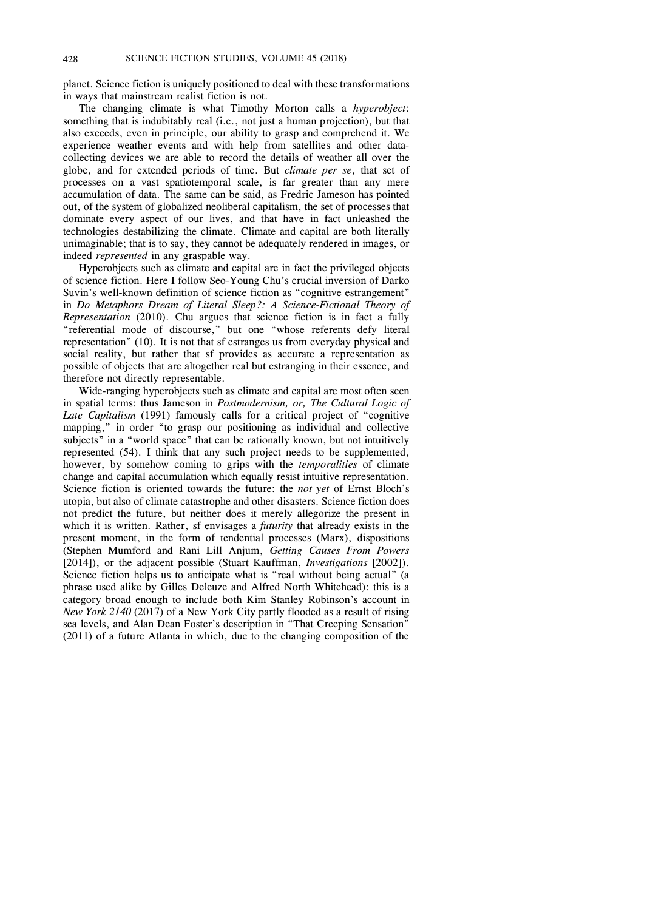planet. Science fiction is uniquely positioned to deal with these transformations in ways that mainstream realist fiction is not.

The changing climate is what Timothy Morton calls a *hyperobject*: something that is indubitably real (i.e., not just a human projection), but that also exceeds, even in principle, our ability to grasp and comprehend it. We experience weather events and with help from satellites and other data-collecting devices we are able to record the details of weather all over the globe, and for extended periods of time. But *climate per se*, that set of processes on a vast spatiotemporal scale, is far greater than any mere accumulation of data. The same can be said, as Fredric Jameson has pointed out, of the system of globalized neoliberal capitalism, the set of processes that dominate every aspect of our lives, and that have in fact unleashed the technologies destabilizing the climate. Climate and capital are both literally unimaginable; that is to say, they cannot be adequately rendered in images, or indeed *represented* in any graspable way.

Hyperobjects such as climate and capital are in fact the privileged objects of science fiction. Here I follow Seo-Young Chu's crucial inversion of Darko Suvin's well-known definition of science fiction as "cognitive estrangement" in *Do Metaphors Dream of Literal Sleep?: A Science-Fictional Theory of Representation* (2010). Chu argues that science fiction is in fact a fully "referential mode of discourse," but one "whose referents defy literal representation" (10). It is not that sf estranges us from everyday physical and social reality, but rather that sf provides as accurate a representation as possible of objects that are altogether real but estranging in their essence, and therefore not directly representable.

Wide-ranging hyperobjects such as climate and capital are most often seen in spatial terms: thus Jameson in *Postmodernism, or, The Cultural Logic of Late Capitalism* (1991) famously calls for a critical project of "cognitive mapping," in order "to grasp our positioning as individual and collective subjects" in a "world space" that can be rationally known, but not intuitively represented (54). I think that any such project needs to be supplemented, however, by somehow coming to grips with the *temporalities* of climate change and capital accumulation which equally resist intuitive representation. Science fiction is oriented towards the future: the *not yet* of Ernst Bloch's utopia, but also of climate catastrophe and other disasters. Science fiction does not predict the future, but neither does it merely allegorize the present in which it is written. Rather, sf envisages a *futurity* that already exists in the present moment, in the form of tendential processes (Marx), dispositions (Stephen Mumford and Rani Lill Anjum, *Getting Causes From Powers* [2014]), or the adjacent possible (Stuart Kauffman, *Investigations* [2002]). Science fiction helps us to anticipate what is "real without being actual" (a phrase used alike by Gilles Deleuze and Alfred North Whitehead): this is a category broad enough to include both Kim Stanley Robinson's account in *New York 2140* (2017) of a New York City partly flooded as a result of rising sea levels, and Alan Dean Foster's description in "That Creeping Sensation" (2011) of a future Atlanta in which, due to the changing composition of the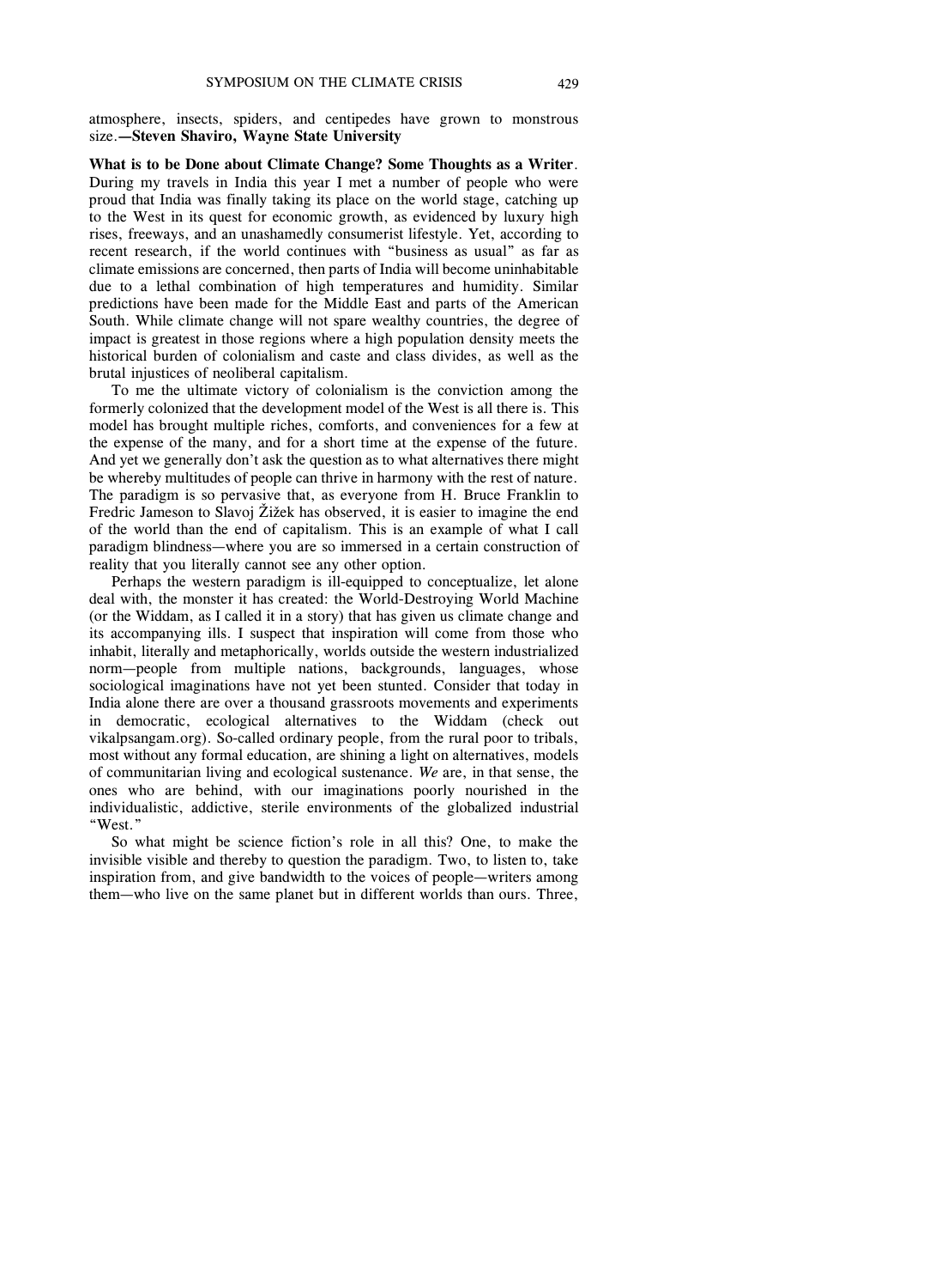atmosphere, insects, spiders, and centipedes have grown to monstrous size.—**Steven Shaviro, Wayne State University**

**What is to be Done about Climate Change? Some Thoughts as a Writer**. During my travels in India this year I met a number of people who were proud that India was finally taking its place on the world stage, catching up to the West in its quest for economic growth, as evidenced by luxury high rises, freeways, and an unashamedly consumerist lifestyle. Yet, according to recent research, if the world continues with "business as usual" as far as climate emissions are concerned, then parts of India will become uninhabitable due to a lethal combination of high temperatures and humidity. Similar predictions have been made for the Middle East and parts of the American South. While climate change will not spare wealthy countries, the degree of impact is greatest in those regions where a high population density meets the historical burden of colonialism and caste and class divides, as well as the brutal injustices of neoliberal capitalism.

To me the ultimate victory of colonialism is the conviction among the formerly colonized that the development model of the West is all there is. This model has brought multiple riches, comforts, and conveniences for a few at the expense of the many, and for a short time at the expense of the future. And yet we generally don't ask the question as to what alternatives there might be whereby multitudes of people can thrive in harmony with the rest of nature. The paradigm is so pervasive that, as everyone from H. Bruce Franklin to Fredric Jameson to Slavoj Žižek has observed, it is easier to imagine the end of the world than the end of capitalism. This is an example of what I call paradigm blindness—where you are so immersed in a certain construction of reality that you literally cannot see any other option.

Perhaps the western paradigm is ill-equipped to conceptualize, let alone deal with, the monster it has created: the World-Destroying World Machine (or the Widdam, as I called it in a story) that has given us climate change and its accompanying ills. I suspect that inspiration will come from those who inhabit, literally and metaphorically, worlds outside the western industrialized norm—people from multiple nations, backgrounds, languages, whose sociological imaginations have not yet been stunted. Consider that today in India alone there are over a thousand grassroots movements and experiments in democratic, ecological alternatives to the Widdam (check out vikalpsangam.org). So-called ordinary people, from the rural poor to tribals, most without any formal education, are shining a light on alternatives, models of communitarian living and ecological sustenance. *We* are, in that sense, the ones who are behind, with our imaginations poorly nourished in the individualistic, addictive, sterile environments of the globalized industrial "West."

So what might be science fiction's role in all this? One, to make the invisible visible and thereby to question the paradigm. Two, to listen to, take inspiration from, and give bandwidth to the voices of people—writers among them—who live on the same planet but in different worlds than ours. Three,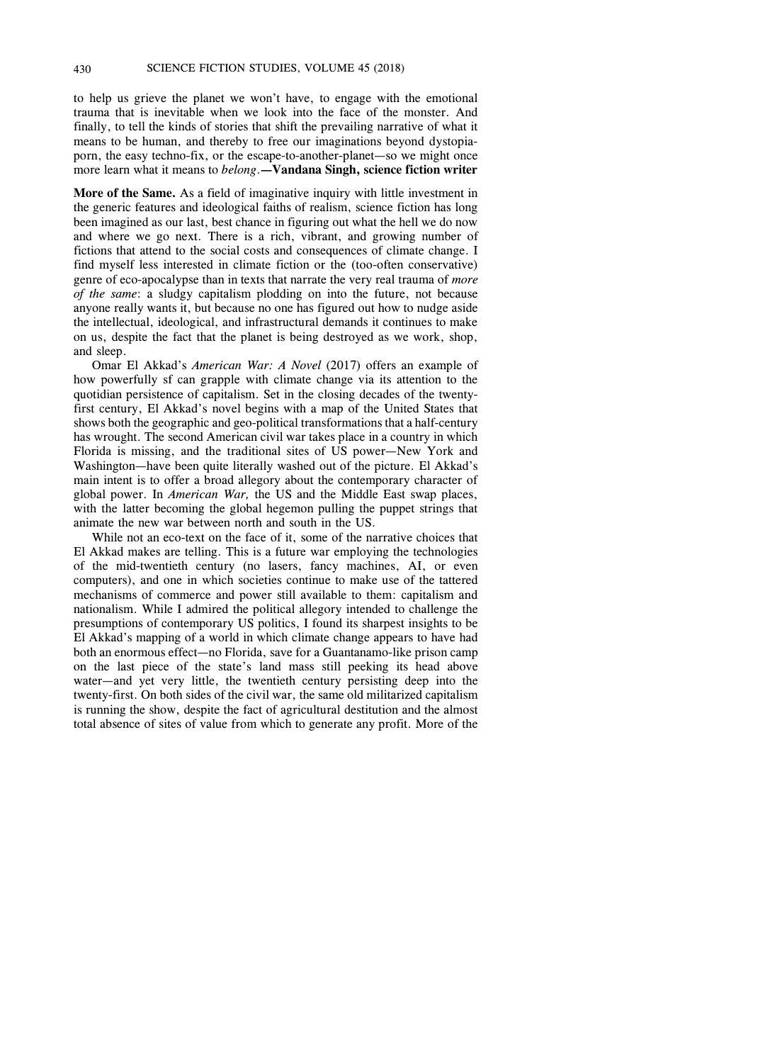to help us grieve the planet we won't have, to engage with the emotional trauma that is inevitable when we look into the face of the monster. And finally, to tell the kinds of stories that shift the prevailing narrative of what it means to be human, and thereby to free our imaginations beyond dystopia-porn, the easy techno-fix, or the escape-to-another-planet—so we might once more learn what it means to *belong*.—**Vandana Singh, science fiction writer**

**More of the Same.** As a field of imaginative inquiry with little investment in the generic features and ideological faiths of realism, science fiction has long been imagined as our last, best chance in figuring out what the hell we do now and where we go next. There is a rich, vibrant, and growing number of fictions that attend to the social costs and consequences of climate change. I find myself less interested in climate fiction or the (too-often conservative) genre of eco-apocalypse than in texts that narrate the very real trauma of *more of the same*: a sludgy capitalism plodding on into the future, not because anyone really wants it, but because no one has figured out how to nudge aside the intellectual, ideological, and infrastructural demands it continues to make on us, despite the fact that the planet is being destroyed as we work, shop, and sleep.

Omar El Akkad's *American War: A Novel* (2017) offers an example of how powerfully sf can grapple with climate change via its attention to the quotidian persistence of capitalism. Set in the closing decades of the twenty-first century, El Akkad's novel begins with a map of the United States that shows both the geographic and geo-political transformations that a half-century has wrought. The second American civil war takes place in a country in which Florida is missing, and the traditional sites of US power—New York and Washington—have been quite literally washed out of the picture. El Akkad's main intent is to offer a broad allegory about the contemporary character of global power. In *American War,* the US and the Middle East swap places, with the latter becoming the global hegemon pulling the puppet strings that animate the new war between north and south in the US.

While not an eco-text on the face of it, some of the narrative choices that El Akkad makes are telling. This is a future war employing the technologies of the mid-twentieth century (no lasers, fancy machines, AI, or even computers), and one in which societies continue to make use of the tattered mechanisms of commerce and power still available to them: capitalism and nationalism. While I admired the political allegory intended to challenge the presumptions of contemporary US politics, I found its sharpest insights to be El Akkad's mapping of a world in which climate change appears to have had both an enormous effect—no Florida, save for a Guantanamo-like prison camp on the last piece of the state's land mass still peeking its head above water—and yet very little, the twentieth century persisting deep into the twenty-first. On both sides of the civil war, the same old militarized capitalism is running the show, despite the fact of agricultural destitution and the almost total absence of sites of value from which to generate any profit. More of the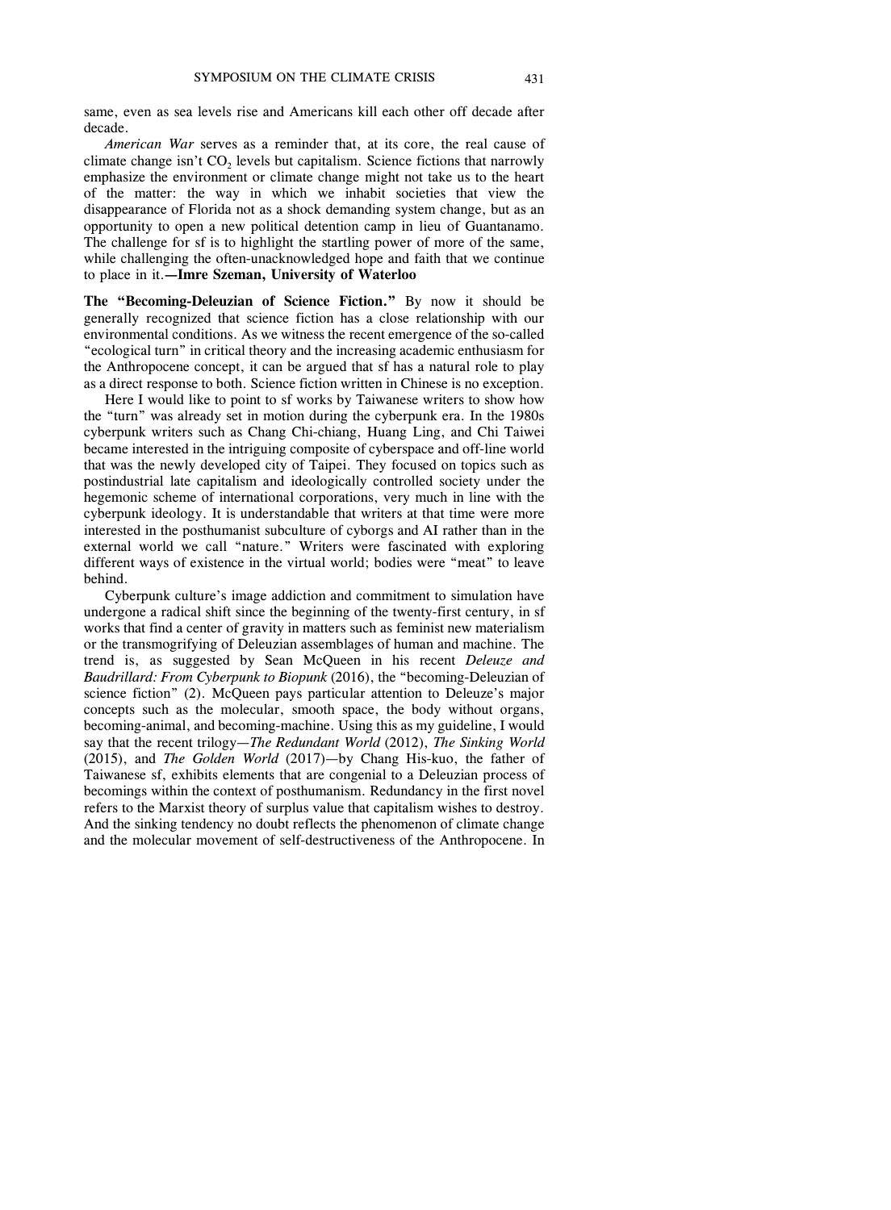same, even as sea levels rise and Americans kill each other off decade after decade.

*American War* serves as a reminder that, at its core, the real cause of climate change isn't $CO_2$ levels but capitalism. Science fictions that narrowly emphasize the environment or climate change might not take us to the heart of the matter: the way in which we inhabit societies that view the disappearance of Florida not as a shock demanding system change, but as an opportunity to open a new political detention camp in lieu of Guantanamo. The challenge for sf is to highlight the startling power of more of the same, while challenging the often-unacknowledged hope and faith that we continue to place in it.**—Imre Szeman, University of Waterloo**

**The "Becoming-Deleuzian of Science Fiction."** By now it should be generally recognized that science fiction has a close relationship with our environmental conditions. As we witness the recent emergence of the so-called "ecological turn" in critical theory and the increasing academic enthusiasm for the Anthropocene concept, it can be argued that sf has a natural role to play as a direct response to both. Science fiction written in Chinese is no exception.

Here I would like to point to sf works by Taiwanese writers to show how the "turn" was already set in motion during the cyberpunk era. In the 1980s cyberpunk writers such as Chang Chi-chiang, Huang Ling, and Chi Taiwei became interested in the intriguing composite of cyberspace and off-line world that was the newly developed city of Taipei. They focused on topics such as postindustrial late capitalism and ideologically controlled society under the hegemonic scheme of international corporations, very much in line with the cyberpunk ideology. It is understandable that writers at that time were more interested in the posthumanist subculture of cyborgs and AI rather than in the external world we call "nature." Writers were fascinated with exploring different ways of existence in the virtual world; bodies were "meat" to leave behind.

Cyberpunk culture's image addiction and commitment to simulation have undergone a radical shift since the beginning of the twenty-first century, in sf works that find a center of gravity in matters such as feminist new materialism or the transmogrifying of Deleuzian assemblages of human and machine. The trend is, as suggested by Sean McQueen in his recent *Deleuze and Baudrillard: From Cyberpunk to Biopunk* (2016), the "becoming-Deleuzian of science fiction" (2). McQueen pays particular attention to Deleuze's major concepts such as the molecular, smooth space, the body without organs, becoming-animal, and becoming-machine. Using this as my guideline, I would say that the recent trilogy—*The Redundant World* (2012), *The Sinking World* (2015), and *The Golden World* (2017)—by Chang His-kuo, the father of Taiwanese sf, exhibits elements that are congenial to a Deleuzian process of becomings within the context of posthumanism. Redundancy in the first novel refers to the Marxist theory of surplus value that capitalism wishes to destroy. And the sinking tendency no doubt reflects the phenomenon of climate change and the molecular movement of self-destructiveness of the Anthropocene. In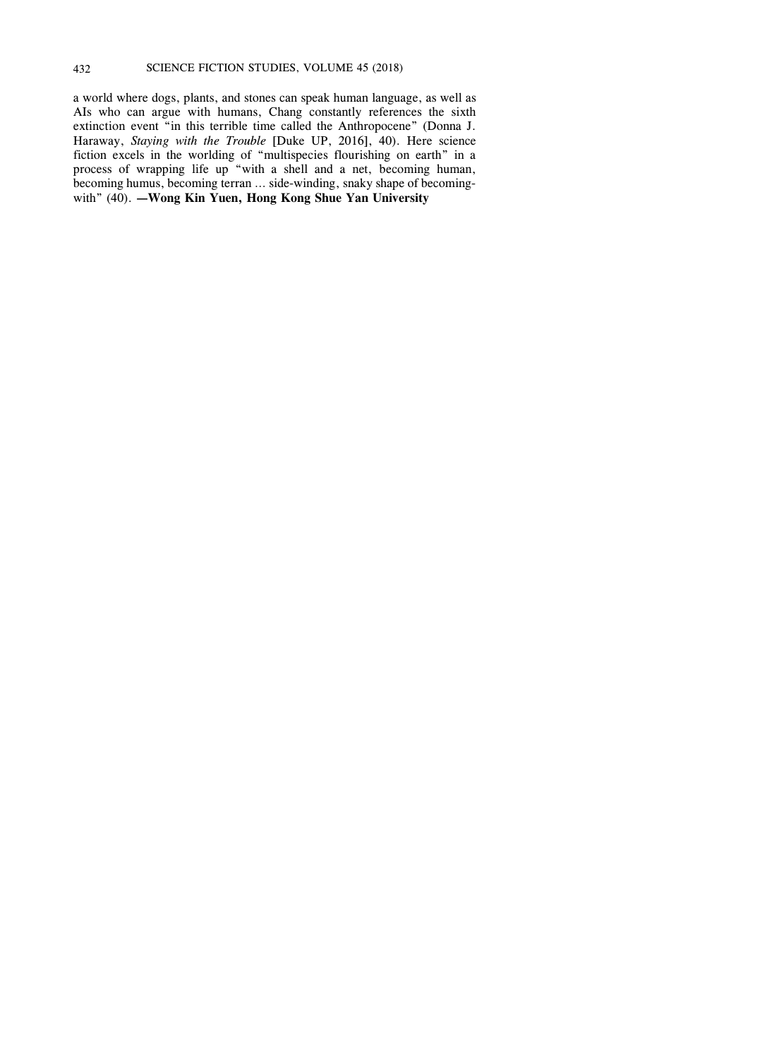a world where dogs, plants, and stones can speak human language, as well as AIs who can argue with humans, Chang constantly references the sixth extinction event "in this terrible time called the Anthropocene" (Donna J. Haraway, *Staying with the Trouble* [Duke UP, 2016], 40). Here science fiction excels in the worlding of "multispecies flourishing on earth" in a process of wrapping life up "with a shell and a net, becoming human, becoming humus, becoming terran ... side-winding, snaky shape of becoming-with" (40). **—Wong Kin Yuen, Hong Kong Shue Yan University**